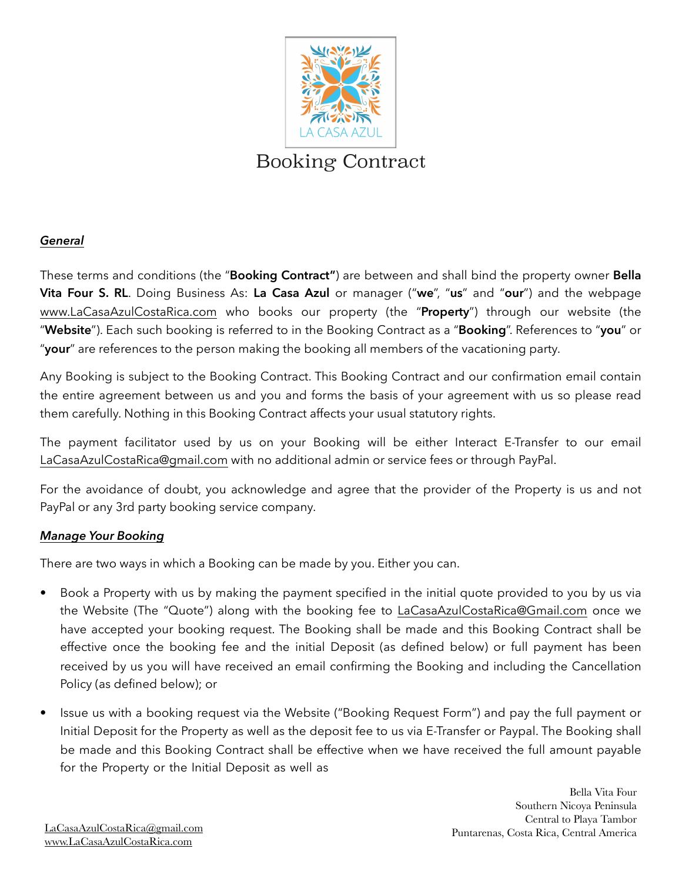LA CASA AZUL

# Booking Contract

***General***

These terms and conditions (the "**Booking Contract"**) are between and shall bind the property owner **Bella Vita Four S. RL**. Doing Business As: **La Casa Azul** or manager ("**we**", "**us**" and "**our**") and the webpage www.LaCasaAzulCostaRica.com who books our property (the "**Property**") through our website (the "**Website**"). Each such booking is referred to in the Booking Contract as a "**Booking**". References to "**you**" or "**your**" are references to the person making the booking all members of the vacationing party.

Any Booking is subject to the Booking Contract. This Booking Contract and our confirmation email contain the entire agreement between us and you and forms the basis of your agreement with us so please read them carefully. Nothing in this Booking Contract affects your usual statutory rights.

The payment facilitator used by us on your Booking will be either Interact E-Transfer to our email LaCasaAzulCostaRica@gmail.com with no additional admin or service fees or through PayPal.

For the avoidance of doubt, you acknowledge and agree that the provider of the Property is us and not PayPal or any 3rd party booking service company.

***Manage Your Booking***

There are two ways in which a Booking can be made by you. Either you can.

- Book a Property with us by making the payment specified in the initial quote provided to you by us via the Website (The "Quote") along with the booking fee to LaCasaAzulCostaRica@Gmail.com once we have accepted your booking request. The Booking shall be made and this Booking Contract shall be effective once the booking fee and the initial Deposit (as defined below) or full payment has been received by us you will have received an email confirming the Booking and including the Cancellation Policy (as defined below); or
- Issue us with a booking request via the Website ("Booking Request Form") and pay the full payment or Initial Deposit for the Property as well as the deposit fee to us via E-Transfer or Paypal. The Booking shall be made and this Booking Contract shall be effective when we have received the full amount payable for the Property or the Initial Deposit as well as

LaCasaAzulCostaRica@gmail.com
www.LaCasaAzulCostaRica.com

Bella Vita Four
Southern Nicoya Peninsula
Central to Playa Tambor
Puntarenas, Costa Rica, Central America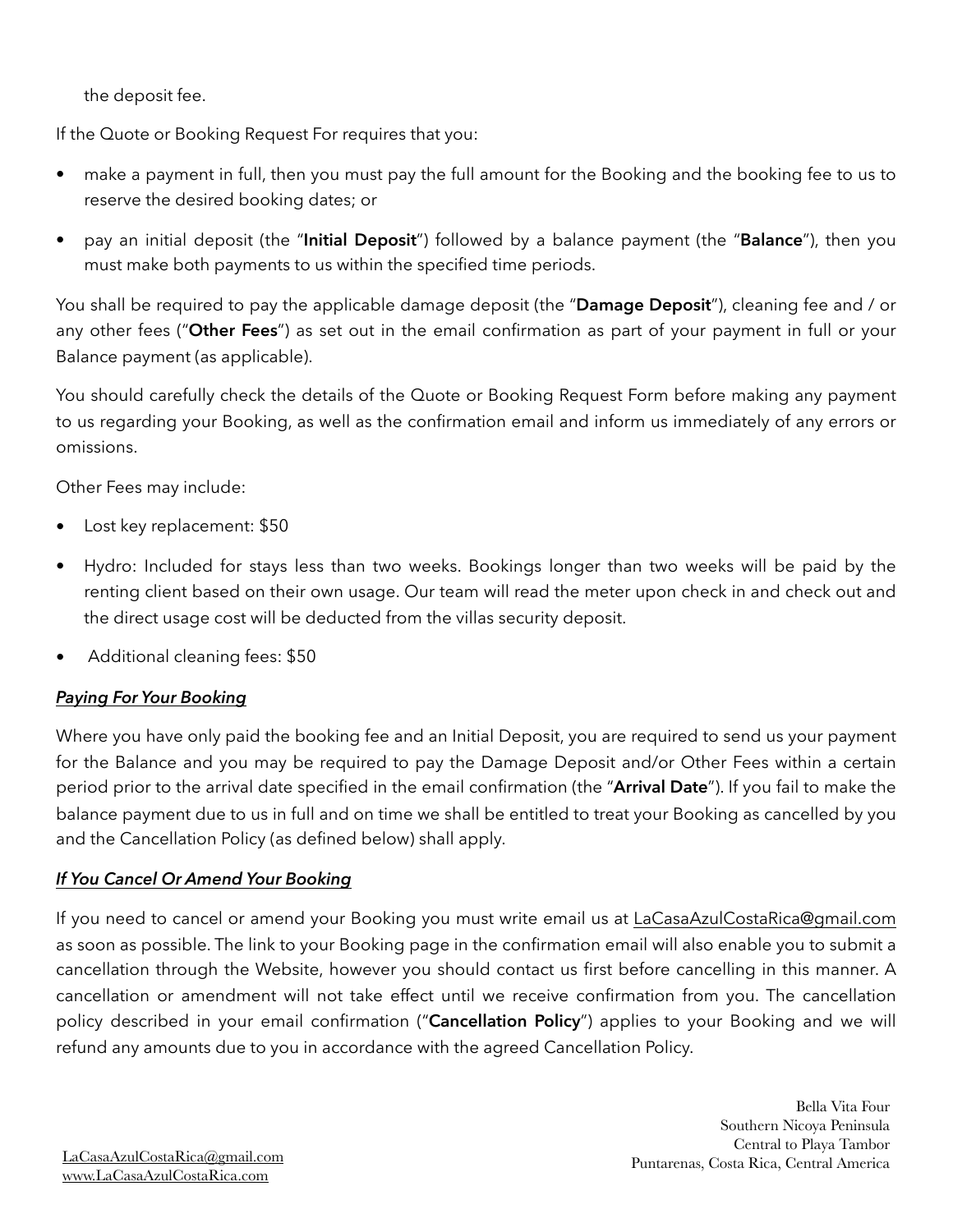the deposit fee.

If the Quote or Booking Request For requires that you:

- make a payment in full, then you must pay the full amount for the Booking and the booking fee to us to reserve the desired booking dates; or
- pay an initial deposit (the "**Initial Deposit**") followed by a balance payment (the "**Balance**"), then you must make both payments to us within the specified time periods.

You shall be required to pay the applicable damage deposit (the "**Damage Deposit**"), cleaning fee and / or any other fees ("**Other Fees**") as set out in the email confirmation as part of your payment in full or your Balance payment (as applicable).

You should carefully check the details of the Quote or Booking Request Form before making any payment to us regarding your Booking, as well as the confirmation email and inform us immediately of any errors or omissions.

Other Fees may include:

- Lost key replacement: $50
- Hydro: Included for stays less than two weeks. Bookings longer than two weeks will be paid by the renting client based on their own usage. Our team will read the meter upon check in and check out and the direct usage cost will be deducted from the villas security deposit.
- Additional cleaning fees: $50

***Paying For Your Booking***

Where you have only paid the booking fee and an Initial Deposit, you are required to send us your payment for the Balance and you may be required to pay the Damage Deposit and/or Other Fees within a certain period prior to the arrival date specified in the email confirmation (the "**Arrival Date**"). If you fail to make the balance payment due to us in full and on time we shall be entitled to treat your Booking as cancelled by you and the Cancellation Policy (as defined below) shall apply.

***If You Cancel Or Amend Your Booking***

If you need to cancel or amend your Booking you must write email us at LaCasaAzulCostaRica@gmail.com as soon as possible. The link to your Booking page in the confirmation email will also enable you to submit a cancellation through the Website, however you should contact us first before cancelling in this manner. A cancellation or amendment will not take effect until we receive confirmation from you. The cancellation policy described in your email confirmation ("**Cancellation Policy**") applies to your Booking and we will refund any amounts due to you in accordance with the agreed Cancellation Policy.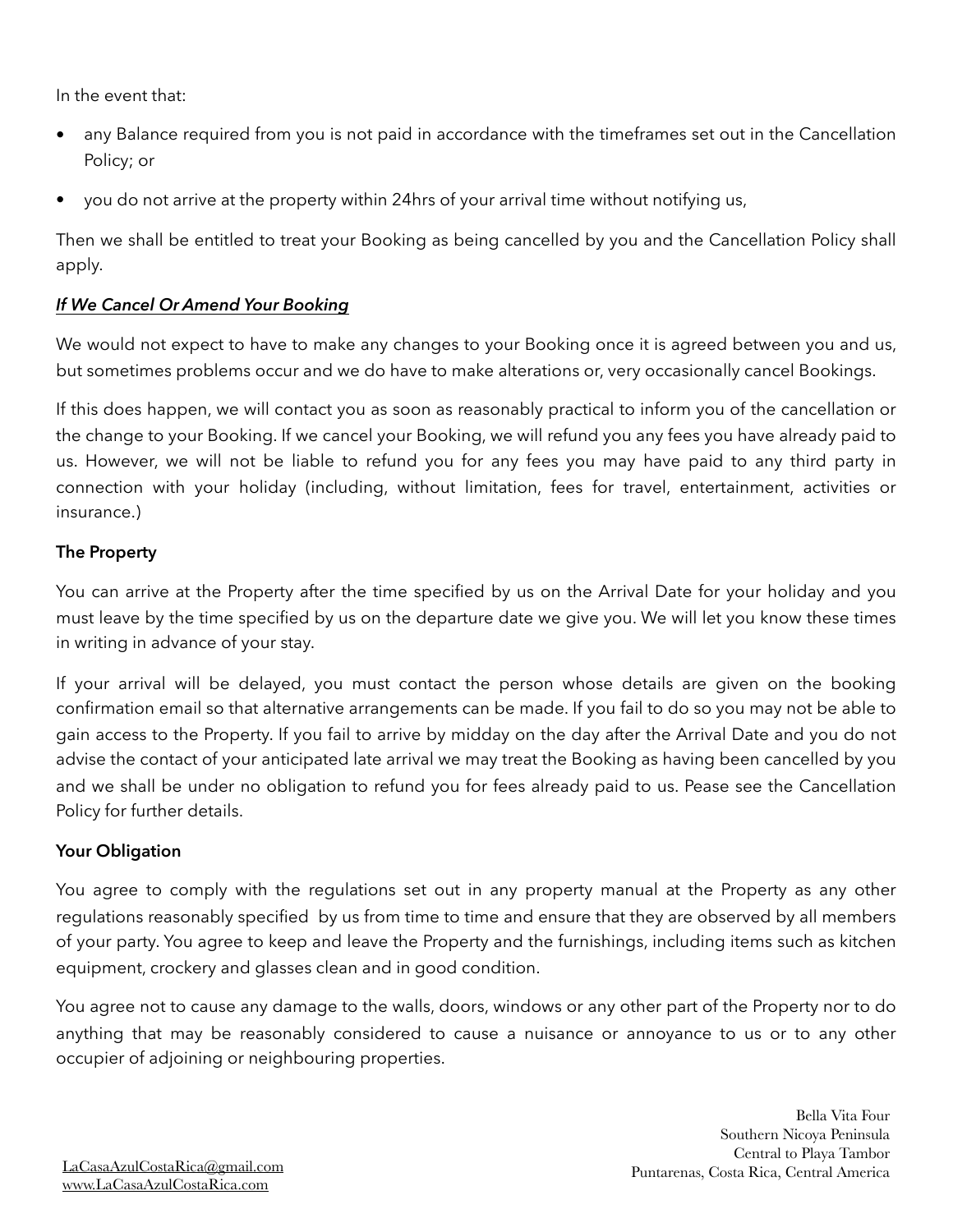In the event that:

- any Balance required from you is not paid in accordance with the timeframes set out in the Cancellation Policy; or
- you do not arrive at the property within 24hrs of your arrival time without notifying us,

Then we shall be entitled to treat your Booking as being cancelled by you and the Cancellation Policy shall apply.

***If We Cancel Or Amend Your Booking***

We would not expect to have to make any changes to your Booking once it is agreed between you and us, but sometimes problems occur and we do have to make alterations or, very occasionally cancel Bookings.

If this does happen, we will contact you as soon as reasonably practical to inform you of the cancellation or the change to your Booking. If we cancel your Booking, we will refund you any fees you have already paid to us. However, we will not be liable to refund you for any fees you may have paid to any third party in connection with your holiday (including, without limitation, fees for travel, entertainment, activities or insurance.)

**The Property**

You can arrive at the Property after the time specified by us on the Arrival Date for your holiday and you must leave by the time specified by us on the departure date we give you. We will let you know these times in writing in advance of your stay.

If your arrival will be delayed, you must contact the person whose details are given on the booking confirmation email so that alternative arrangements can be made. If you fail to do so you may not be able to gain access to the Property. If you fail to arrive by midday on the day after the Arrival Date and you do not advise the contact of your anticipated late arrival we may treat the Booking as having been cancelled by you and we shall be under no obligation to refund you for fees already paid to us. Pease see the Cancellation Policy for further details.

**Your Obligation**

You agree to comply with the regulations set out in any property manual at the Property as any other regulations reasonably specified by us from time to time and ensure that they are observed by all members of your party. You agree to keep and leave the Property and the furnishings, including items such as kitchen equipment, crockery and glasses clean and in good condition.

You agree not to cause any damage to the walls, doors, windows or any other part of the Property nor to do anything that may be reasonably considered to cause a nuisance or annoyance to us or to any other occupier of adjoining or neighbouring properties.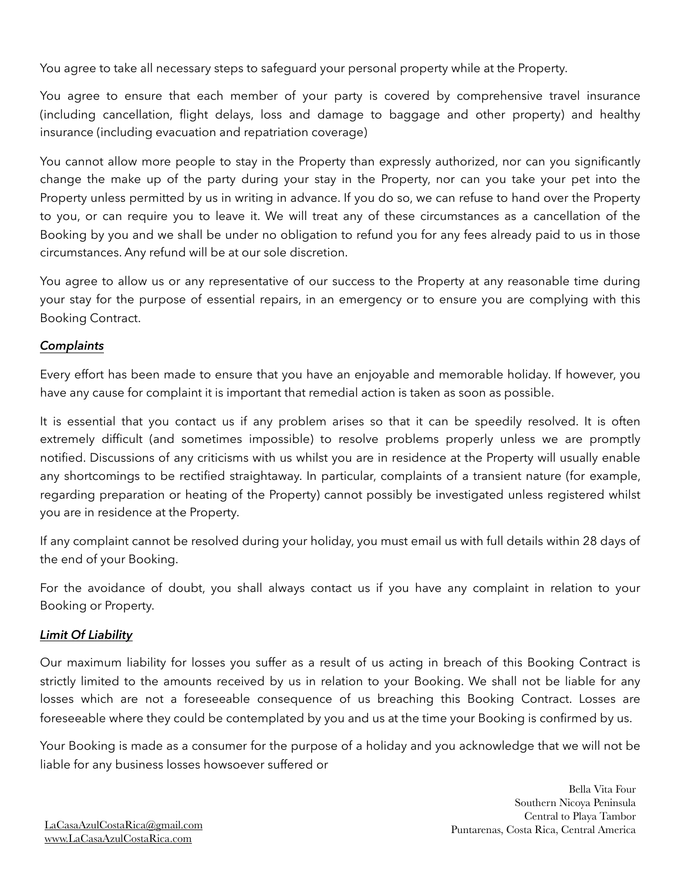You agree to take all necessary steps to safeguard your personal property while at the Property.

You agree to ensure that each member of your party is covered by comprehensive travel insurance (including cancellation, flight delays, loss and damage to baggage and other property) and healthy insurance (including evacuation and repatriation coverage)

You cannot allow more people to stay in the Property than expressly authorized, nor can you significantly change the make up of the party during your stay in the Property, nor can you take your pet into the Property unless permitted by us in writing in advance. If you do so, we can refuse to hand over the Property to you, or can require you to leave it. We will treat any of these circumstances as a cancellation of the Booking by you and we shall be under no obligation to refund you for any fees already paid to us in those circumstances. Any refund will be at our sole discretion.

You agree to allow us or any representative of our success to the Property at any reasonable time during your stay for the purpose of essential repairs, in an emergency or to ensure you are complying with this Booking Contract.

***Complaints***

Every effort has been made to ensure that you have an enjoyable and memorable holiday. If however, you have any cause for complaint it is important that remedial action is taken as soon as possible.

It is essential that you contact us if any problem arises so that it can be speedily resolved. It is often extremely difficult (and sometimes impossible) to resolve problems properly unless we are promptly notified. Discussions of any criticisms with us whilst you are in residence at the Property will usually enable any shortcomings to be rectified straightaway. In particular, complaints of a transient nature (for example, regarding preparation or heating of the Property) cannot possibly be investigated unless registered whilst you are in residence at the Property.

If any complaint cannot be resolved during your holiday, you must email us with full details within 28 days of the end of your Booking.

For the avoidance of doubt, you shall always contact us if you have any complaint in relation to your Booking or Property.

***Limit Of Liability***

Our maximum liability for losses you suffer as a result of us acting in breach of this Booking Contract is strictly limited to the amounts received by us in relation to your Booking. We shall not be liable for any losses which are not a foreseeable consequence of us breaching this Booking Contract. Losses are foreseeable where they could be contemplated by you and us at the time your Booking is confirmed by us.

Your Booking is made as a consumer for the purpose of a holiday and you acknowledge that we will not be liable for any business losses howsoever suffered or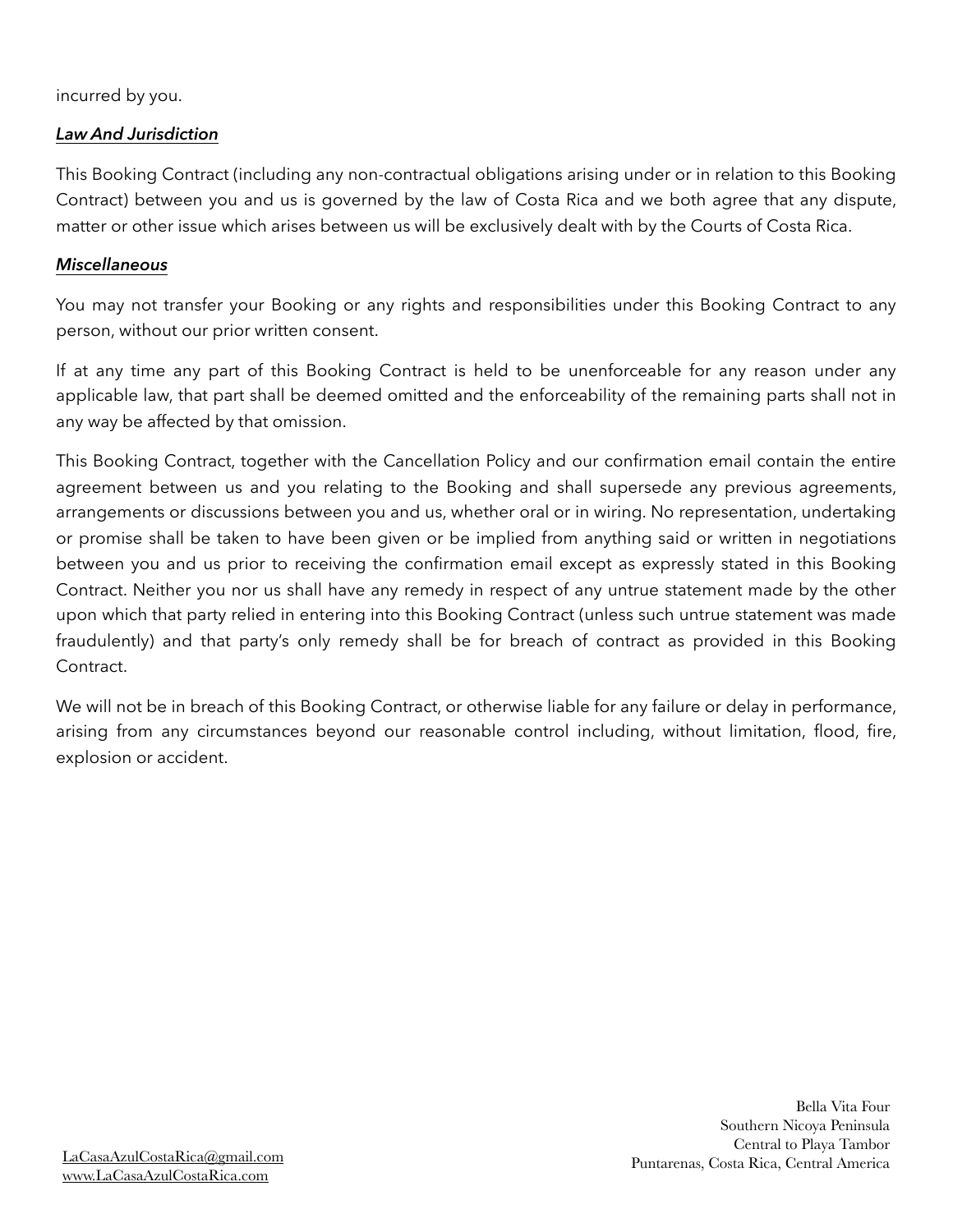incurred by you.

***Law And Jurisdiction***

This Booking Contract (including any non-contractual obligations arising under or in relation to this Booking Contract) between you and us is governed by the law of Costa Rica and we both agree that any dispute, matter or other issue which arises between us will be exclusively dealt with by the Courts of Costa Rica.

***Miscellaneous***

You may not transfer your Booking or any rights and responsibilities under this Booking Contract to any person, without our prior written consent.

If at any time any part of this Booking Contract is held to be unenforceable for any reason under any applicable law, that part shall be deemed omitted and the enforceability of the remaining parts shall not in any way be affected by that omission.

This Booking Contract, together with the Cancellation Policy and our confirmation email contain the entire agreement between us and you relating to the Booking and shall supersede any previous agreements, arrangements or discussions between you and us, whether oral or in wiring. No representation, undertaking or promise shall be taken to have been given or be implied from anything said or written in negotiations between you and us prior to receiving the confirmation email except as expressly stated in this Booking Contract. Neither you nor us shall have any remedy in respect of any untrue statement made by the other upon which that party relied in entering into this Booking Contract (unless such untrue statement was made fraudulently) and that party's only remedy shall be for breach of contract as provided in this Booking Contract.

We will not be in breach of this Booking Contract, or otherwise liable for any failure or delay in performance, arising from any circumstances beyond our reasonable control including, without limitation, flood, fire, explosion or accident.